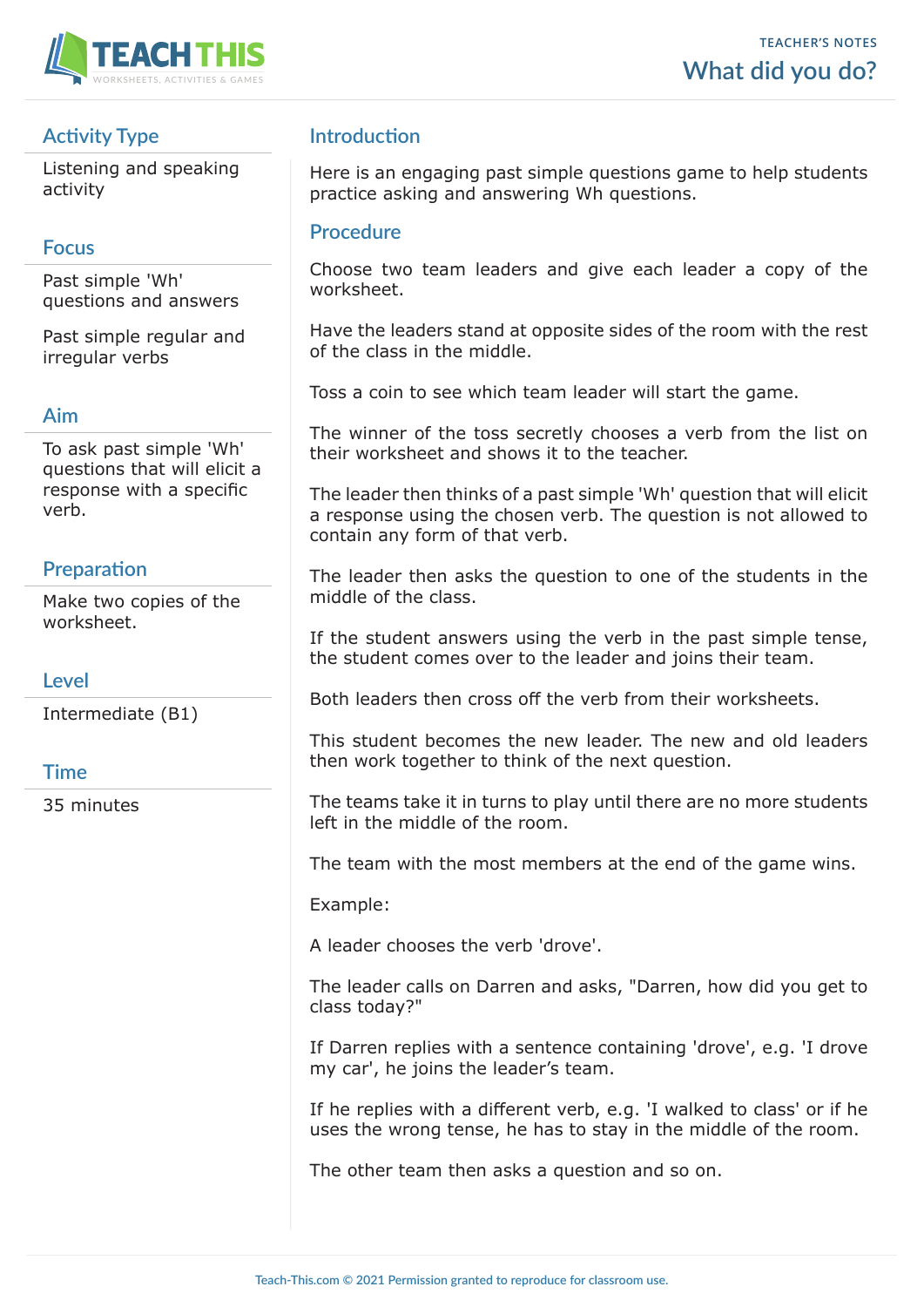TEACHER'S NOTES

# What did you do?

## Activity Type

Listening and speaking activity

## Focus

Past simple 'Wh' questions and answers

Past simple regular and irregular verbs

## Aim

To ask past simple 'Wh' questions that will elicit a response with a specific verb.

## Preparation

Make two copies of the worksheet.

## Level

Intermediate (B1)

## Time

35 minutes

## Introduction

Here is an engaging past simple questions game to help students practice asking and answering Wh questions.

## Procedure

Choose two team leaders and give each leader a copy of the worksheet.

Have the leaders stand at opposite sides of the room with the rest of the class in the middle.

Toss a coin to see which team leader will start the game.

The winner of the toss secretly chooses a verb from the list on their worksheet and shows it to the teacher.

The leader then thinks of a past simple 'Wh' question that will elicit a response using the chosen verb. The question is not allowed to contain any form of that verb.

The leader then asks the question to one of the students in the middle of the class.

If the student answers using the verb in the past simple tense, the student comes over to the leader and joins their team.

Both leaders then cross off the verb from their worksheets.

This student becomes the new leader. The new and old leaders then work together to think of the next question.

The teams take it in turns to play until there are no more students left in the middle of the room.

The team with the most members at the end of the game wins.

Example:

A leader chooses the verb 'drove'.

The leader calls on Darren and asks, "Darren, how did you get to class today?"

If Darren replies with a sentence containing 'drove', e.g. 'I drove my car', he joins the leader's team.

If he replies with a different verb, e.g. 'I walked to class' or if he uses the wrong tense, he has to stay in the middle of the room.

The other team then asks a question and so on.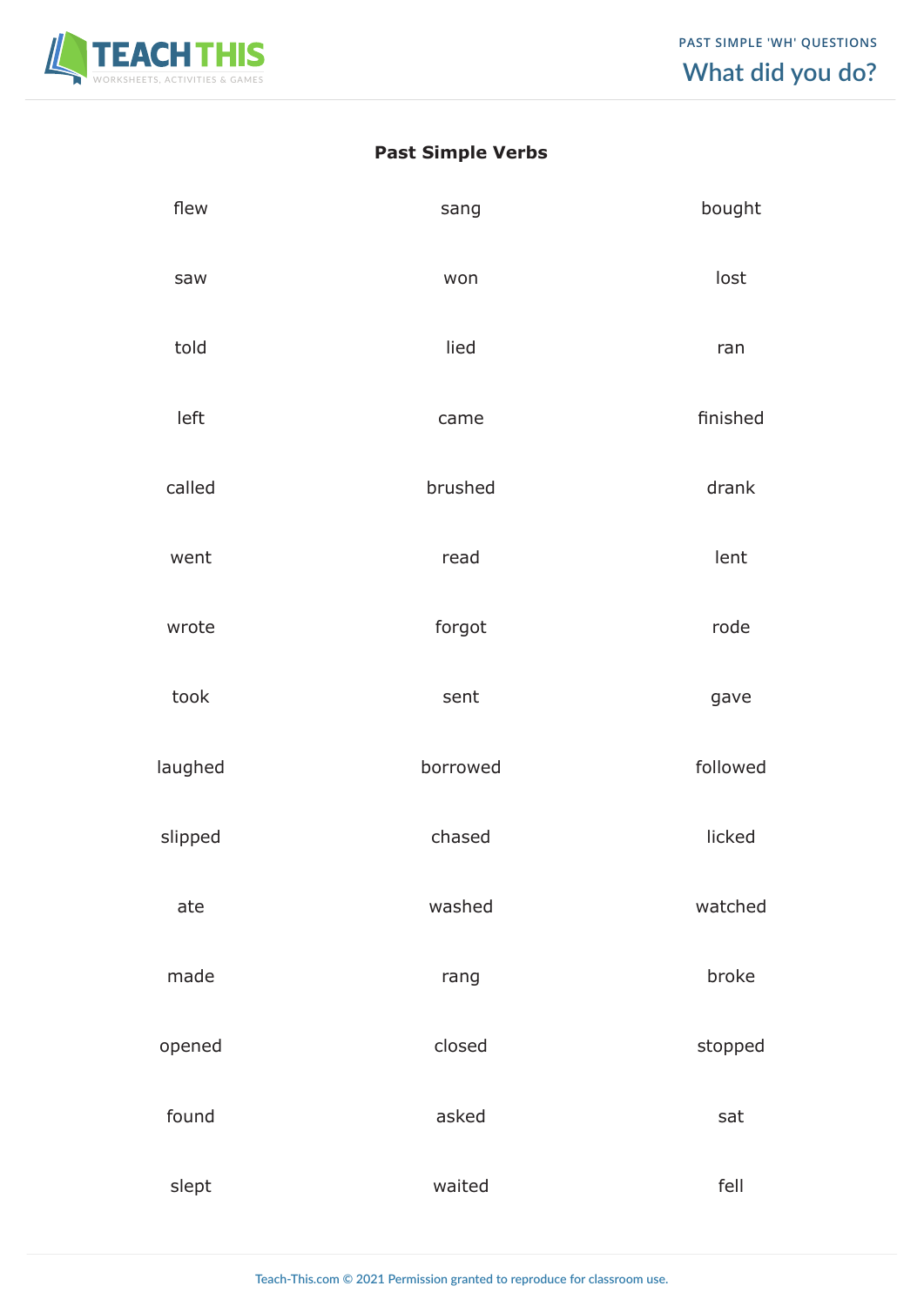## Past Simple Verbs

| | | |
|---|---|---|
| flew | sang | bought |
| saw | won | lost |
| told | lied | ran |
| left | came | finished |
| called | brushed | drank |
| went | read | lent |
| wrote | forgot | rode |
| took | sent | gave |
| laughed | borrowed | followed |
| slipped | chased | licked |
| ate | washed | watched |
| made | rang | broke |
| opened | closed | stopped |
| found | asked | sat |
| slept | waited | fell |